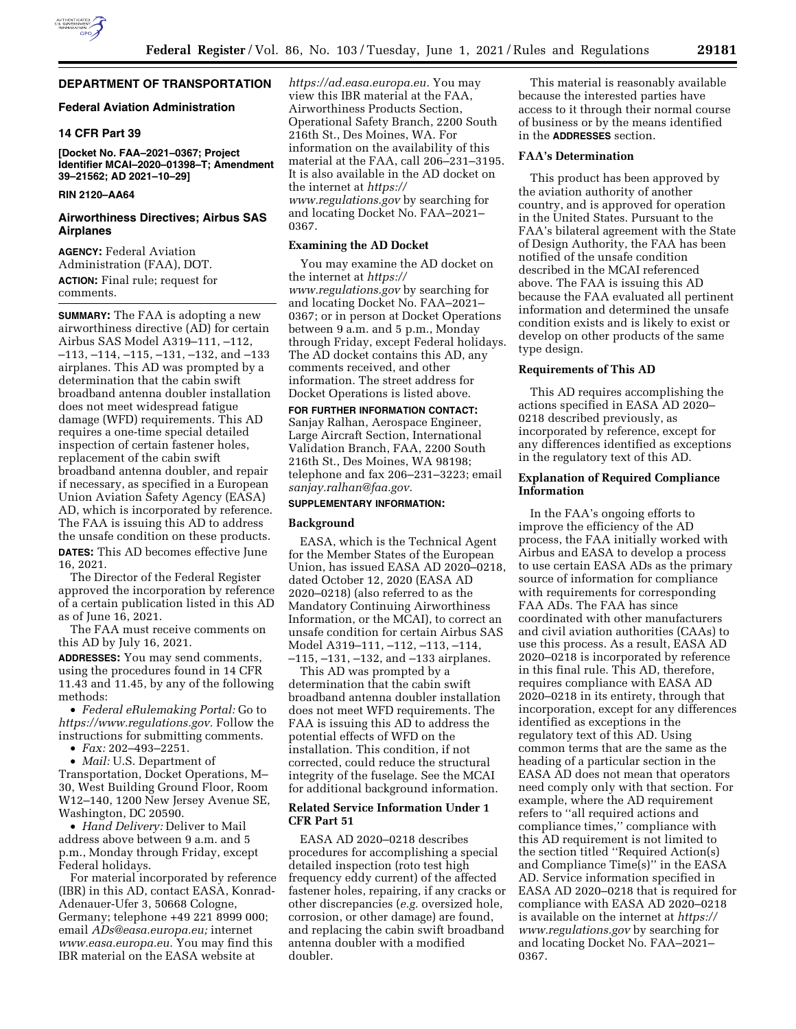## DEPARTMENT OF TRANSPORTATION

### Federal Aviation Administration

### 14 CFR Part 39

**[Docket No. FAA–2021–0367; Project Identifier MCAI–2020–01398–T; Amendment 39–21562; AD 2021–10–29]**

**RIN 2120–AA64**

### Airworthiness Directives; Airbus SAS Airplanes

**AGENCY:** Federal Aviation Administration (FAA), DOT.

**ACTION:** Final rule; request for comments.

**SUMMARY:** The FAA is adopting a new airworthiness directive (AD) for certain Airbus SAS Model A319–111, –112, –113, –114, –115, –131, –132, and –133 airplanes. This AD was prompted by a determination that the cabin swift broadband antenna doubler installation does not meet widespread fatigue damage (WFD) requirements. This AD requires a one-time special detailed inspection of certain fastener holes, replacement of the cabin swift broadband antenna doubler, and repair if necessary, as specified in a European Union Aviation Safety Agency (EASA) AD, which is incorporated by reference. The FAA is issuing this AD to address the unsafe condition on these products.

**DATES:** This AD becomes effective June 16, 2021.

The Director of the Federal Register approved the incorporation by reference of a certain publication listed in this AD as of June 16, 2021.

The FAA must receive comments on this AD by July 16, 2021.

**ADDRESSES:** You may send comments, using the procedures found in 14 CFR 11.43 and 11.45, by any of the following methods:

- *Federal eRulemaking Portal:* Go to *https://www.regulations.gov.* Follow the instructions for submitting comments.
- *Fax:* 202–493–2251.
- *Mail:* U.S. Department of Transportation, Docket Operations, M–30, West Building Ground Floor, Room W12–140, 1200 New Jersey Avenue SE, Washington, DC 20590.
- *Hand Delivery:* Deliver to Mail address above between 9 a.m. and 5 p.m., Monday through Friday, except Federal holidays.

For material incorporated by reference (IBR) in this AD, contact EASA, Konrad-Adenauer-Ufer 3, 50668 Cologne, Germany; telephone +49 221 8999 000; email *ADs@easa.europa.eu;* internet *www.easa.europa.eu.* You may find this IBR material on the EASA website at *https://ad.easa.europa.eu.* You may view this IBR material at the FAA, Airworthiness Products Section, Operational Safety Branch, 2200 South 216th St., Des Moines, WA. For information on the availability of this material at the FAA, call 206–231–3195. It is also available in the AD docket on the internet at *https://www.regulations.gov* by searching for and locating Docket No. FAA–2021–0367.

#### Examining the AD Docket

You may examine the AD docket on the internet at *https://www.regulations.gov* by searching for and locating Docket No. FAA–2021–0367; or in person at Docket Operations between 9 a.m. and 5 p.m., Monday through Friday, except Federal holidays. The AD docket contains this AD, any comments received, and other information. The street address for Docket Operations is listed above.

**FOR FURTHER INFORMATION CONTACT:** Sanjay Ralhan, Aerospace Engineer, Large Aircraft Section, International Validation Branch, FAA, 2200 South 216th St., Des Moines, WA 98198; telephone and fax 206–231–3223; email *sanjay.ralhan@faa.gov.*

**SUPPLEMENTARY INFORMATION:**

#### Background

EASA, which is the Technical Agent for the Member States of the European Union, has issued EASA AD 2020–0218, dated October 12, 2020 (EASA AD 2020–0218) (also referred to as the Mandatory Continuing Airworthiness Information, or the MCAI), to correct an unsafe condition for certain Airbus SAS Model A319–111, –112, –113, –114, –115, –131, –132, and –133 airplanes.

This AD was prompted by a determination that the cabin swift broadband antenna doubler installation does not meet WFD requirements. The FAA is issuing this AD to address the potential effects of WFD on the installation. This condition, if not corrected, could reduce the structural integrity of the fuselage. See the MCAI for additional background information.

#### Related Service Information Under 1 CFR Part 51

EASA AD 2020–0218 describes procedures for accomplishing a special detailed inspection (roto test high frequency eddy current) of the affected fastener holes, repairing, if any cracks or other discrepancies (*e.g.* oversized hole, corrosion, or other damage) are found, and replacing the cabin swift broadband antenna doubler with a modified doubler.

This material is reasonably available because the interested parties have access to it through their normal course of business or by the means identified in the **ADDRESSES** section.

#### FAA's Determination

This product has been approved by the aviation authority of another country, and is approved for operation in the United States. Pursuant to the FAA's bilateral agreement with the State of Design Authority, the FAA has been notified of the unsafe condition described in the MCAI referenced above. The FAA is issuing this AD because the FAA evaluated all pertinent information and determined the unsafe condition exists and is likely to exist or develop on other products of the same type design.

#### Requirements of This AD

This AD requires accomplishing the actions specified in EASA AD 2020–0218 described previously, as incorporated by reference, except for any differences identified as exceptions in the regulatory text of this AD.

#### Explanation of Required Compliance Information

In the FAA's ongoing efforts to improve the efficiency of the AD process, the FAA initially worked with Airbus and EASA to develop a process to use certain EASA ADs as the primary source of information for compliance with requirements for corresponding FAA ADs. The FAA has since coordinated with other manufacturers and civil aviation authorities (CAAs) to use this process. As a result, EASA AD 2020–0218 is incorporated by reference in this final rule. This AD, therefore, requires compliance with EASA AD 2020–0218 in its entirety, through that incorporation, except for any differences identified as exceptions in the regulatory text of this AD. Using common terms that are the same as the heading of a particular section in the EASA AD does not mean that operators need comply only with that section. For example, where the AD requirement refers to "all required actions and compliance times," compliance with this AD requirement is not limited to the section titled "Required Action(s) and Compliance Time(s)" in the EASA AD. Service information specified in EASA AD 2020–0218 that is required for compliance with EASA AD 2020–0218 is available on the internet at *https://www.regulations.gov* by searching for and locating Docket No. FAA–2021–0367.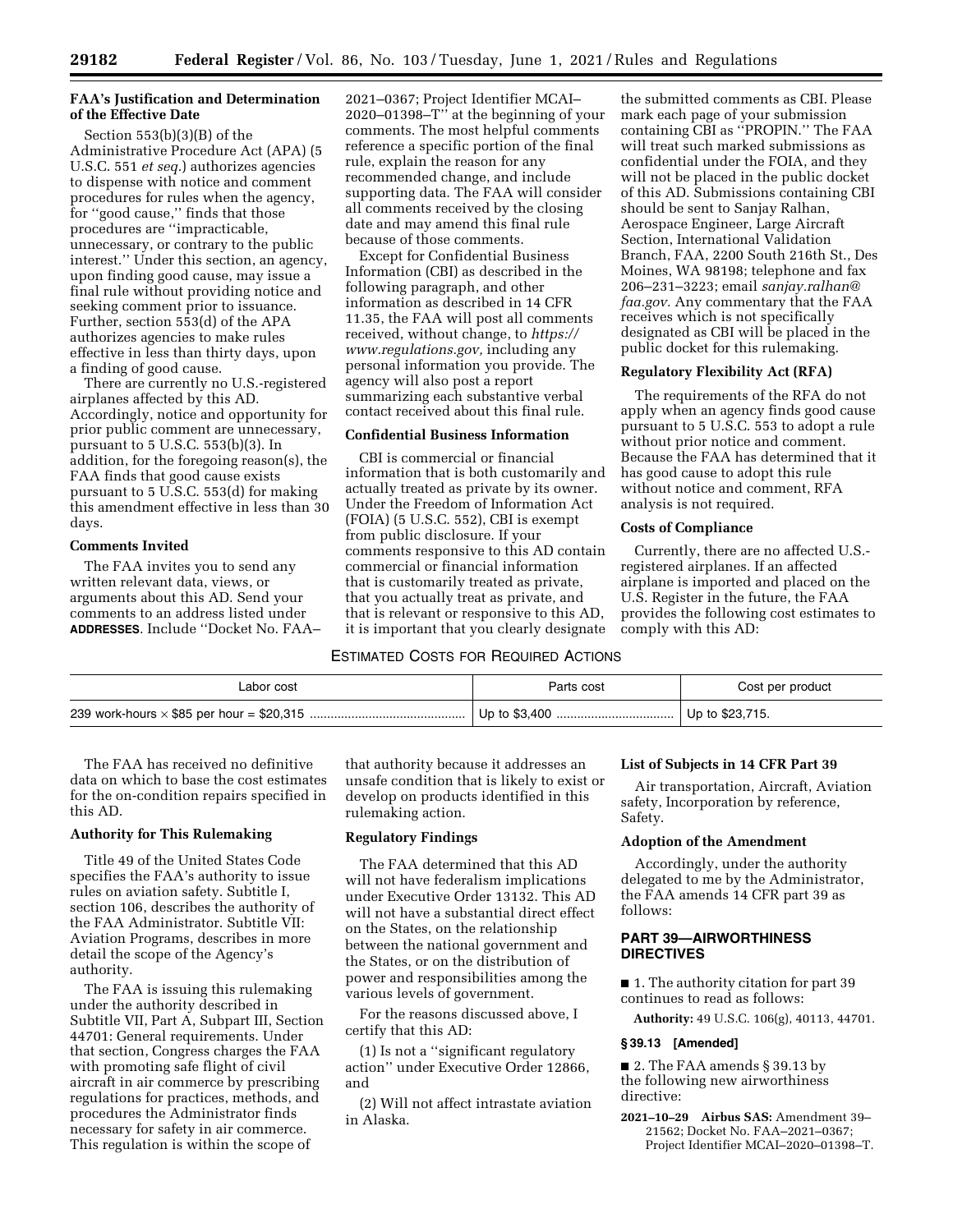### FAA's Justification and Determination of the Effective Date

Section 553(b)(3)(B) of the Administrative Procedure Act (APA) (5 U.S.C. 551 *et seq.*) authorizes agencies to dispense with notice and comment procedures for rules when the agency, for "good cause," finds that those procedures are "impracticable, unnecessary, or contrary to the public interest." Under this section, an agency, upon finding good cause, may issue a final rule without providing notice and seeking comment prior to issuance. Further, section 553(d) of the APA authorizes agencies to make rules effective in less than thirty days, upon a finding of good cause.

There are currently no U.S.-registered airplanes affected by this AD. Accordingly, notice and opportunity for prior public comment are unnecessary, pursuant to 5 U.S.C. 553(b)(3). In addition, for the foregoing reason(s), the FAA finds that good cause exists pursuant to 5 U.S.C. 553(d) for making this amendment effective in less than 30 days.

### Comments Invited

The FAA invites you to send any written relevant data, views, or arguments about this AD. Send your comments to an address listed under **ADDRESSES**. Include "Docket No. FAA–2021–0367; Project Identifier MCAI–2020–01398–T" at the beginning of your comments. The most helpful comments reference a specific portion of the final rule, explain the reason for any recommended change, and include supporting data. The FAA will consider all comments received by the closing date and may amend this final rule because of those comments.

Except for Confidential Business Information (CBI) as described in the following paragraph, and other information as described in 14 CFR 11.35, the FAA will post all comments received, without change, to *https://www.regulations.gov,* including any personal information you provide. The agency will also post a report summarizing each substantive verbal contact received about this final rule.

### Confidential Business Information

CBI is commercial or financial information that is both customarily and actually treated as private by its owner. Under the Freedom of Information Act (FOIA) (5 U.S.C. 552), CBI is exempt from public disclosure. If your comments responsive to this AD contain commercial or financial information that is customarily treated as private, that you actually treat as private, and that is relevant or responsive to this AD, it is important that you clearly designate the submitted comments as CBI. Please mark each page of your submission containing CBI as "PROPIN." The FAA will treat such marked submissions as confidential under the FOIA, and they will not be placed in the public docket of this AD. Submissions containing CBI should be sent to Sanjay Ralhan, Aerospace Engineer, Large Aircraft Section, International Validation Branch, FAA, 2200 South 216th St., Des Moines, WA 98198; telephone and fax 206–231–3223; email *sanjay.ralhan@faa.gov.* Any commentary that the FAA receives which is not specifically designated as CBI will be placed in the public docket for this rulemaking.

### Regulatory Flexibility Act (RFA)

The requirements of the RFA do not apply when an agency finds good cause pursuant to 5 U.S.C. 553 to adopt a rule without prior notice and comment. Because the FAA has determined that it has good cause to adopt this rule without notice and comment, RFA analysis is not required.

### Costs of Compliance

Currently, there are no affected U.S.-registered airplanes. If an affected airplane is imported and placed on the U.S. Register in the future, the FAA provides the following cost estimates to comply with this AD:

ESTIMATED COSTS FOR REQUIRED ACTIONS

| Labor cost | Parts cost | Cost per product |
|---|---|---|
| 239 work-hours × $85 per hour = $20,315 | Up to $3,400 | Up to $23,715. |

The FAA has received no definitive data on which to base the cost estimates for the on-condition repairs specified in this AD.

### Authority for This Rulemaking

Title 49 of the United States Code specifies the FAA's authority to issue rules on aviation safety. Subtitle I, section 106, describes the authority of the FAA Administrator. Subtitle VII: Aviation Programs, describes in more detail the scope of the Agency's authority.

The FAA is issuing this rulemaking under the authority described in Subtitle VII, Part A, Subpart III, Section 44701: General requirements. Under that section, Congress charges the FAA with promoting safe flight of civil aircraft in air commerce by prescribing regulations for practices, methods, and procedures the Administrator finds necessary for safety in air commerce. This regulation is within the scope of that authority because it addresses an unsafe condition that is likely to exist or develop on products identified in this rulemaking action.

### Regulatory Findings

The FAA determined that this AD will not have federalism implications under Executive Order 13132. This AD will not have a substantial direct effect on the States, on the relationship between the national government and the States, or on the distribution of power and responsibilities among the various levels of government.

For the reasons discussed above, I certify that this AD:

(1) Is not a "significant regulatory action" under Executive Order 12866, and

(2) Will not affect intrastate aviation in Alaska.

### List of Subjects in 14 CFR Part 39

Air transportation, Aircraft, Aviation safety, Incorporation by reference, Safety.

### Adoption of the Amendment

Accordingly, under the authority delegated to me by the Administrator, the FAA amends 14 CFR part 39 as follows:

## PART 39—AIRWORTHINESS DIRECTIVES

■ 1. The authority citation for part 39 continues to read as follows:

**Authority:** 49 U.S.C. 106(g), 40113, 44701.

#### § 39.13 [Amended]

■ 2. The FAA amends § 39.13 by the following new airworthiness directive:

**2021–10–29 Airbus SAS:** Amendment 39–21562; Docket No. FAA–2021–0367; Project Identifier MCAI–2020–01398–T.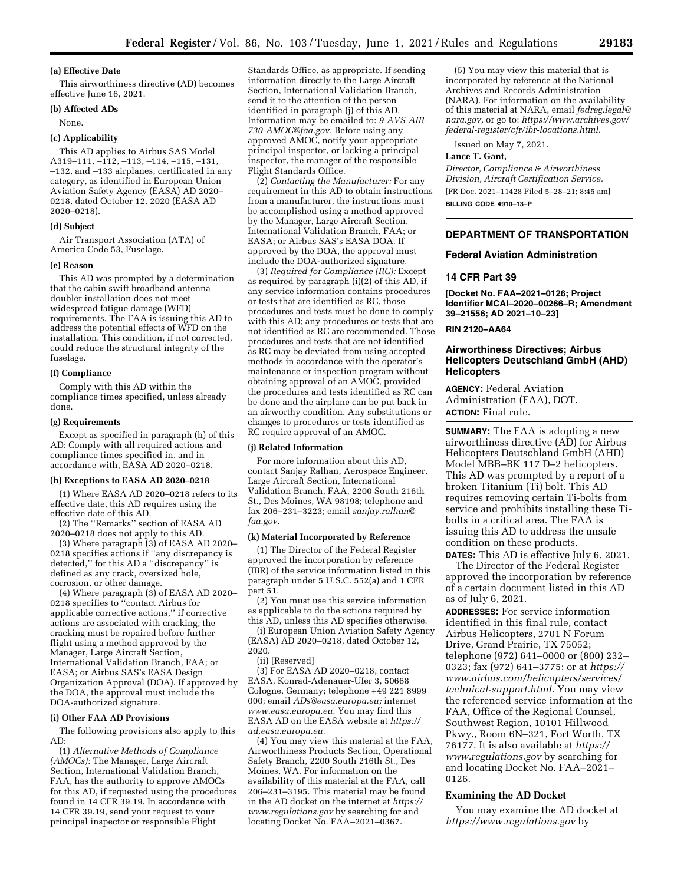#### (a) Effective Date

This airworthiness directive (AD) becomes effective June 16, 2021.

#### (b) Affected ADs

None.

#### (c) Applicability

This AD applies to Airbus SAS Model A319–111, –112, –113, –114, –115, –131, –132, and –133 airplanes, certificated in any category, as identified in European Union Aviation Safety Agency (EASA) AD 2020–0218, dated October 12, 2020 (EASA AD 2020–0218).

#### (d) Subject

Air Transport Association (ATA) of America Code 53, Fuselage.

#### (e) Reason

This AD was prompted by a determination that the cabin swift broadband antenna doubler installation does not meet widespread fatigue damage (WFD) requirements. The FAA is issuing this AD to address the potential effects of WFD on the installation. This condition, if not corrected, could reduce the structural integrity of the fuselage.

#### (f) Compliance

Comply with this AD within the compliance times specified, unless already done.

#### (g) Requirements

Except as specified in paragraph (h) of this AD: Comply with all required actions and compliance times specified in, and in accordance with, EASA AD 2020–0218.

#### (h) Exceptions to EASA AD 2020–0218

(1) Where EASA AD 2020–0218 refers to its effective date, this AD requires using the effective date of this AD.

(2) The ''Remarks'' section of EASA AD 2020–0218 does not apply to this AD.

(3) Where paragraph (3) of EASA AD 2020–0218 specifies actions if ''any discrepancy is detected,'' for this AD a ''discrepancy'' is defined as any crack, oversized hole, corrosion, or other damage.

(4) Where paragraph (3) of EASA AD 2020–0218 specifies to ''contact Airbus for applicable corrective actions,'' if corrective actions are associated with cracking, the cracking must be repaired before further flight using a method approved by the Manager, Large Aircraft Section, International Validation Branch, FAA; or EASA; or Airbus SAS's EASA Design Organization Approval (DOA). If approved by the DOA, the approval must include the DOA-authorized signature.

#### (i) Other FAA AD Provisions

The following provisions also apply to this AD:

(1) *Alternative Methods of Compliance (AMOCs):* The Manager, Large Aircraft Section, International Validation Branch, FAA, has the authority to approve AMOCs for this AD, if requested using the procedures found in 14 CFR 39.19. In accordance with 14 CFR 39.19, send your request to your principal inspector or responsible Flight Standards Office, as appropriate. If sending information directly to the Large Aircraft Section, International Validation Branch, send it to the attention of the person identified in paragraph (j) of this AD. Information may be emailed to: *9-AVS-AIR-730-AMOC@faa.gov.* Before using any approved AMOC, notify your appropriate principal inspector, or lacking a principal inspector, the manager of the responsible Flight Standards Office.

(2) *Contacting the Manufacturer:* For any requirement in this AD to obtain instructions from a manufacturer, the instructions must be accomplished using a method approved by the Manager, Large Aircraft Section, International Validation Branch, FAA; or EASA; or Airbus SAS's EASA DOA. If approved by the DOA, the approval must include the DOA-authorized signature.

(3) *Required for Compliance (RC):* Except as required by paragraph (i)(2) of this AD, if any service information contains procedures or tests that are identified as RC, those procedures and tests must be done to comply with this AD; any procedures or tests that are not identified as RC are recommended. Those procedures and tests that are not identified as RC may be deviated from using accepted methods in accordance with the operator's maintenance or inspection program without obtaining approval of an AMOC, provided the procedures and tests identified as RC can be done and the airplane can be put back in an airworthy condition. Any substitutions or changes to procedures or tests identified as RC require approval of an AMOC.

#### (j) Related Information

For more information about this AD, contact Sanjay Ralhan, Aerospace Engineer, Large Aircraft Section, International Validation Branch, FAA, 2200 South 216th St., Des Moines, WA 98198; telephone and fax 206–231–3223; email *sanjay.ralhan@faa.gov.*

#### (k) Material Incorporated by Reference

(1) The Director of the Federal Register approved the incorporation by reference (IBR) of the service information listed in this paragraph under 5 U.S.C. 552(a) and 1 CFR part 51.

(2) You must use this service information as applicable to do the actions required by this AD, unless this AD specifies otherwise.

(i) European Union Aviation Safety Agency (EASA) AD 2020–0218, dated October 12, 2020.

(ii) [Reserved]

(3) For EASA AD 2020–0218, contact EASA, Konrad-Adenauer-Ufer 3, 50668 Cologne, Germany; telephone +49 221 8999 000; email *ADs@easa.europa.eu;* internet *www.easa.europa.eu.* You may find this EASA AD on the EASA website at *https://ad.easa.europa.eu.*

(4) You may view this material at the FAA, Airworthiness Products Section, Operational Safety Branch, 2200 South 216th St., Des Moines, WA. For information on the availability of this material at the FAA, call 206–231–3195. This material may be found in the AD docket on the internet at *https://www.regulations.gov* by searching for and locating Docket No. FAA–2021–0367.

(5) You may view this material that is incorporated by reference at the National Archives and Records Administration (NARA). For information on the availability of this material at NARA, email *fedreg.legal@nara.gov,* or go to: *https://www.archives.gov/federal-register/cfr/ibr-locations.html.*

Issued on May 7, 2021.

**Lance T. Gant,**

*Director, Compliance & Airworthiness Division, Aircraft Certification Service.*

[FR Doc. 2021–11428 Filed 5–28–21; 8:45 am]

**BILLING CODE 4910–13–P**

---

## DEPARTMENT OF TRANSPORTATION

### Federal Aviation Administration

### 14 CFR Part 39

**[Docket No. FAA–2021–0126; Project Identifier MCAI–2020–00266–R; Amendment 39–21556; AD 2021–10–23]**

**RIN 2120–AA64**

### Airworthiness Directives; Airbus Helicopters Deutschland GmbH (AHD) Helicopters

**AGENCY:** Federal Aviation Administration (FAA), DOT.

**ACTION:** Final rule.

**SUMMARY:** The FAA is adopting a new airworthiness directive (AD) for Airbus Helicopters Deutschland GmbH (AHD) Model MBB–BK 117 D–2 helicopters. This AD was prompted by a report of a broken Titanium (Ti) bolt. This AD requires removing certain Ti-bolts from service and prohibits installing these Ti-bolts in a critical area. The FAA is issuing this AD to address the unsafe condition on these products.

**DATES:** This AD is effective July 6, 2021.

The Director of the Federal Register approved the incorporation by reference of a certain document listed in this AD as of July 6, 2021.

**ADDRESSES:** For service information identified in this final rule, contact Airbus Helicopters, 2701 N Forum Drive, Grand Prairie, TX 75052; telephone (972) 641–0000 or (800) 232–0323; fax (972) 641–3775; or at *https://www.airbus.com/helicopters/services/technical-support.html.* You may view the referenced service information at the FAA, Office of the Regional Counsel, Southwest Region, 10101 Hillwood Pkwy., Room 6N–321, Fort Worth, TX 76177. It is also available at *https://www.regulations.gov* by searching for and locating Docket No. FAA–2021–0126.

#### Examining the AD Docket

You may examine the AD docket at *https://www.regulations.gov* by